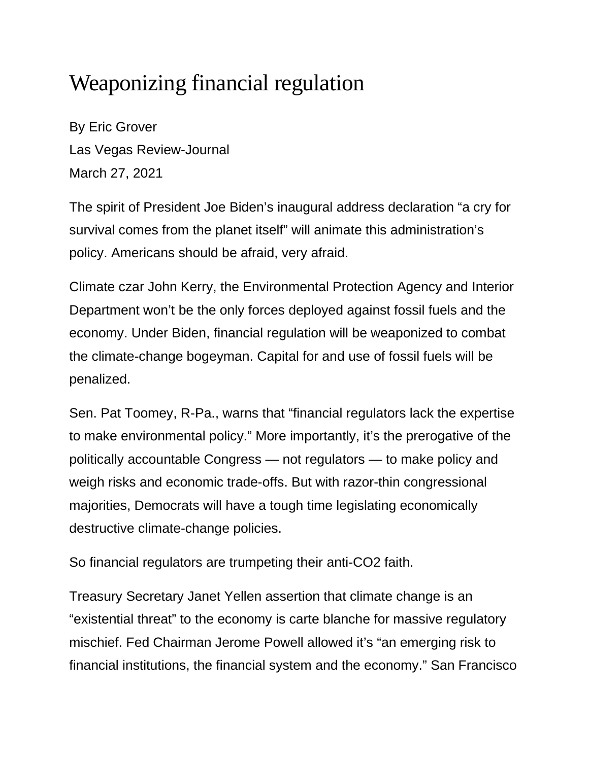# Weaponizing financial regulation

By Eric Grover
Las Vegas Review-Journal
March 27, 2021

The spirit of President Joe Biden's inaugural address declaration "a cry for survival comes from the planet itself" will animate this administration's policy. Americans should be afraid, very afraid.

Climate czar John Kerry, the Environmental Protection Agency and Interior Department won't be the only forces deployed against fossil fuels and the economy. Under Biden, financial regulation will be weaponized to combat the climate-change bogeyman. Capital for and use of fossil fuels will be penalized.

Sen. Pat Toomey, R-Pa., warns that "financial regulators lack the expertise to make environmental policy." More importantly, it's the prerogative of the politically accountable Congress — not regulators — to make policy and weigh risks and economic trade-offs. But with razor-thin congressional majorities, Democrats will have a tough time legislating economically destructive climate-change policies.

So financial regulators are trumpeting their anti-CO2 faith.

Treasury Secretary Janet Yellen assertion that climate change is an "existential threat" to the economy is carte blanche for massive regulatory mischief. Fed Chairman Jerome Powell allowed it's "an emerging risk to financial institutions, the financial system and the economy." San Francisco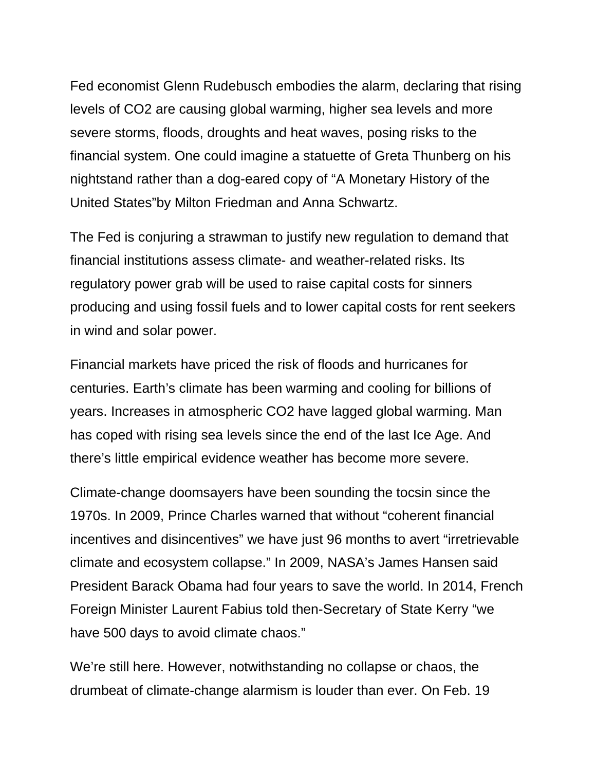Fed economist Glenn Rudebusch embodies the alarm, declaring that rising levels of $CO_2$ are causing global warming, higher sea levels and more severe storms, floods, droughts and heat waves, posing risks to the financial system. One could imagine a statuette of Greta Thunberg on his nightstand rather than a dog-eared copy of "A Monetary History of the United States"by Milton Friedman and Anna Schwartz.

The Fed is conjuring a strawman to justify new regulation to demand that financial institutions assess climate- and weather-related risks. Its regulatory power grab will be used to raise capital costs for sinners producing and using fossil fuels and to lower capital costs for rent seekers in wind and solar power.

Financial markets have priced the risk of floods and hurricanes for centuries. Earth's climate has been warming and cooling for billions of years. Increases in atmospheric $CO_2$ have lagged global warming. Man has coped with rising sea levels since the end of the last Ice Age. And there's little empirical evidence weather has become more severe.

Climate-change doomsayers have been sounding the tocsin since the 1970s. In 2009, Prince Charles warned that without "coherent financial incentives and disincentives" we have just 96 months to avert "irretrievable climate and ecosystem collapse." In 2009, NASA's James Hansen said President Barack Obama had four years to save the world. In 2014, French Foreign Minister Laurent Fabius told then-Secretary of State Kerry "we have 500 days to avoid climate chaos."

We're still here. However, notwithstanding no collapse or chaos, the drumbeat of climate-change alarmism is louder than ever. On Feb. 19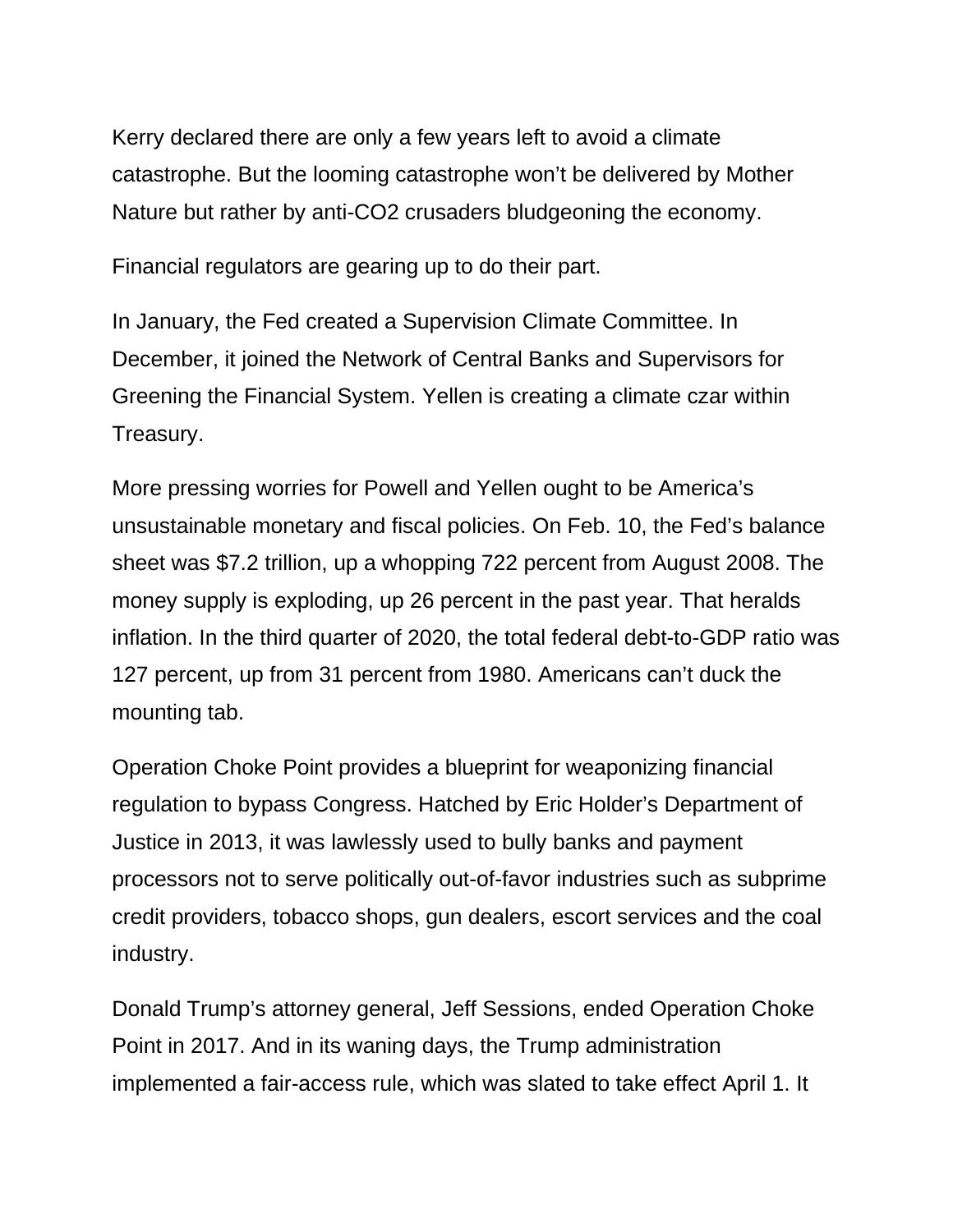Kerry declared there are only a few years left to avoid a climate catastrophe. But the looming catastrophe won't be delivered by Mother Nature but rather by anti-CO2 crusaders bludgeoning the economy.

Financial regulators are gearing up to do their part.

In January, the Fed created a Supervision Climate Committee. In December, it joined the Network of Central Banks and Supervisors for Greening the Financial System. Yellen is creating a climate czar within Treasury.

More pressing worries for Powell and Yellen ought to be America's unsustainable monetary and fiscal policies. On Feb. 10, the Fed's balance sheet was $7.2 trillion, up a whopping 722 percent from August 2008. The money supply is exploding, up 26 percent in the past year. That heralds inflation. In the third quarter of 2020, the total federal debt-to-GDP ratio was 127 percent, up from 31 percent from 1980. Americans can't duck the mounting tab.

Operation Choke Point provides a blueprint for weaponizing financial regulation to bypass Congress. Hatched by Eric Holder's Department of Justice in 2013, it was lawlessly used to bully banks and payment processors not to serve politically out-of-favor industries such as subprime credit providers, tobacco shops, gun dealers, escort services and the coal industry.

Donald Trump's attorney general, Jeff Sessions, ended Operation Choke Point in 2017. And in its waning days, the Trump administration implemented a fair-access rule, which was slated to take effect April 1. It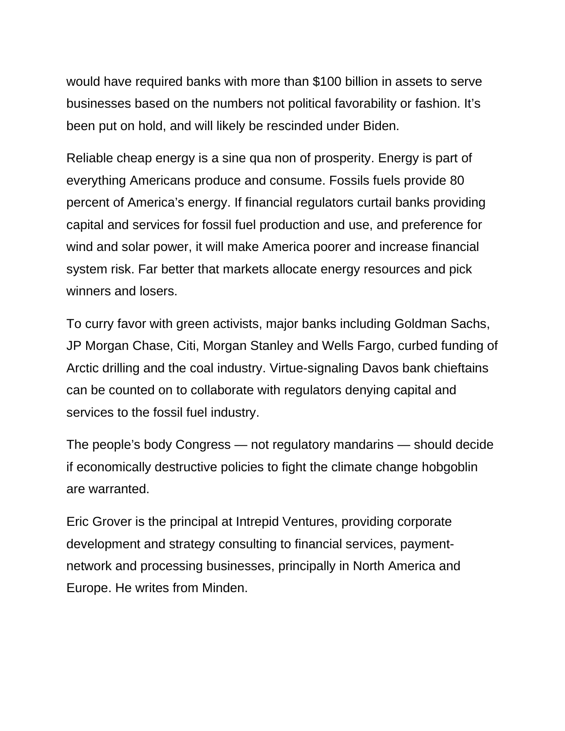would have required banks with more than $100 billion in assets to serve businesses based on the numbers not political favorability or fashion. It's been put on hold, and will likely be rescinded under Biden.

Reliable cheap energy is a sine qua non of prosperity. Energy is part of everything Americans produce and consume. Fossils fuels provide 80 percent of America's energy. If financial regulators curtail banks providing capital and services for fossil fuel production and use, and preference for wind and solar power, it will make America poorer and increase financial system risk. Far better that markets allocate energy resources and pick winners and losers.

To curry favor with green activists, major banks including Goldman Sachs, JP Morgan Chase, Citi, Morgan Stanley and Wells Fargo, curbed funding of Arctic drilling and the coal industry. Virtue-signaling Davos bank chieftains can be counted on to collaborate with regulators denying capital and services to the fossil fuel industry.

The people's body Congress — not regulatory mandarins — should decide if economically destructive policies to fight the climate change hobgoblin are warranted.

Eric Grover is the principal at Intrepid Ventures, providing corporate development and strategy consulting to financial services, payment-network and processing businesses, principally in North America and Europe. He writes from Minden.